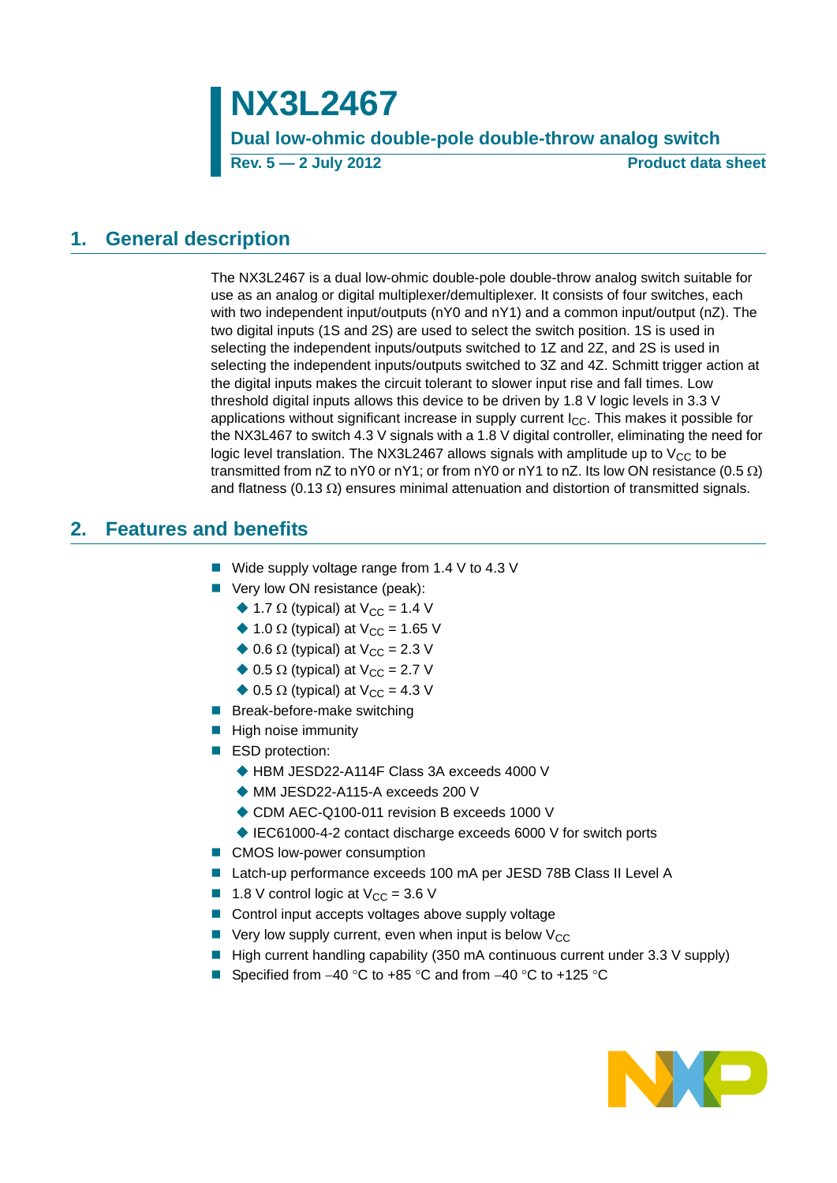# NX3L2467

**Dual low-ohmic double-pole double-throw analog switch**

**Rev. 5 — 2 July 2012** **Product data sheet**

## 1. General description

The NX3L2467 is a dual low-ohmic double-pole double-throw analog switch suitable for use as an analog or digital multiplexer/demultiplexer. It consists of four switches, each with two independent input/outputs (nY0 and nY1) and a common input/output (nZ). The two digital inputs (1S and 2S) are used to select the switch position. 1S is used in selecting the independent inputs/outputs switched to 1Z and 2Z, and 2S is used in selecting the independent inputs/outputs switched to 3Z and 4Z. Schmitt trigger action at the digital inputs makes the circuit tolerant to slower input rise and fall times. Low threshold digital inputs allows this device to be driven by 1.8 V logic levels in 3.3 V applications without significant increase in supply current $I_{CC}$. This makes it possible for the NX3L467 to switch 4.3 V signals with a 1.8 V digital controller, eliminating the need for logic level translation. The NX3L2467 allows signals with amplitude up to $V_{CC}$ to be transmitted from nZ to nY0 or nY1; or from nY0 or nY1 to nZ. Its low ON resistance (0.5 Ω) and flatness (0.13 Ω) ensures minimal attenuation and distortion of transmitted signals.

## 2. Features and benefits

- Wide supply voltage range from 1.4 V to 4.3 V
- Very low ON resistance (peak):
  - 1.7 Ω (typical) at $V_{CC}$ = 1.4 V
  - 1.0 Ω (typical) at $V_{CC}$ = 1.65 V
  - 0.6 Ω (typical) at $V_{CC}$ = 2.3 V
  - 0.5 Ω (typical) at $V_{CC}$ = 2.7 V
  - 0.5 Ω (typical) at $V_{CC}$ = 4.3 V
- Break-before-make switching
- High noise immunity
- ESD protection:
  - HBM JESD22-A114F Class 3A exceeds 4000 V
  - MM JESD22-A115-A exceeds 200 V
  - CDM AEC-Q100-011 revision B exceeds 1000 V
  - IEC61000-4-2 contact discharge exceeds 6000 V for switch ports
- CMOS low-power consumption
- Latch-up performance exceeds 100 mA per JESD 78B Class II Level A
- 1.8 V control logic at $V_{CC}$ = 3.6 V
- Control input accepts voltages above supply voltage
- Very low supply current, even when input is below $V_{CC}$
- High current handling capability (350 mA continuous current under 3.3 V supply)
- Specified from −40 °C to +85 °C and from −40 °C to +125 °C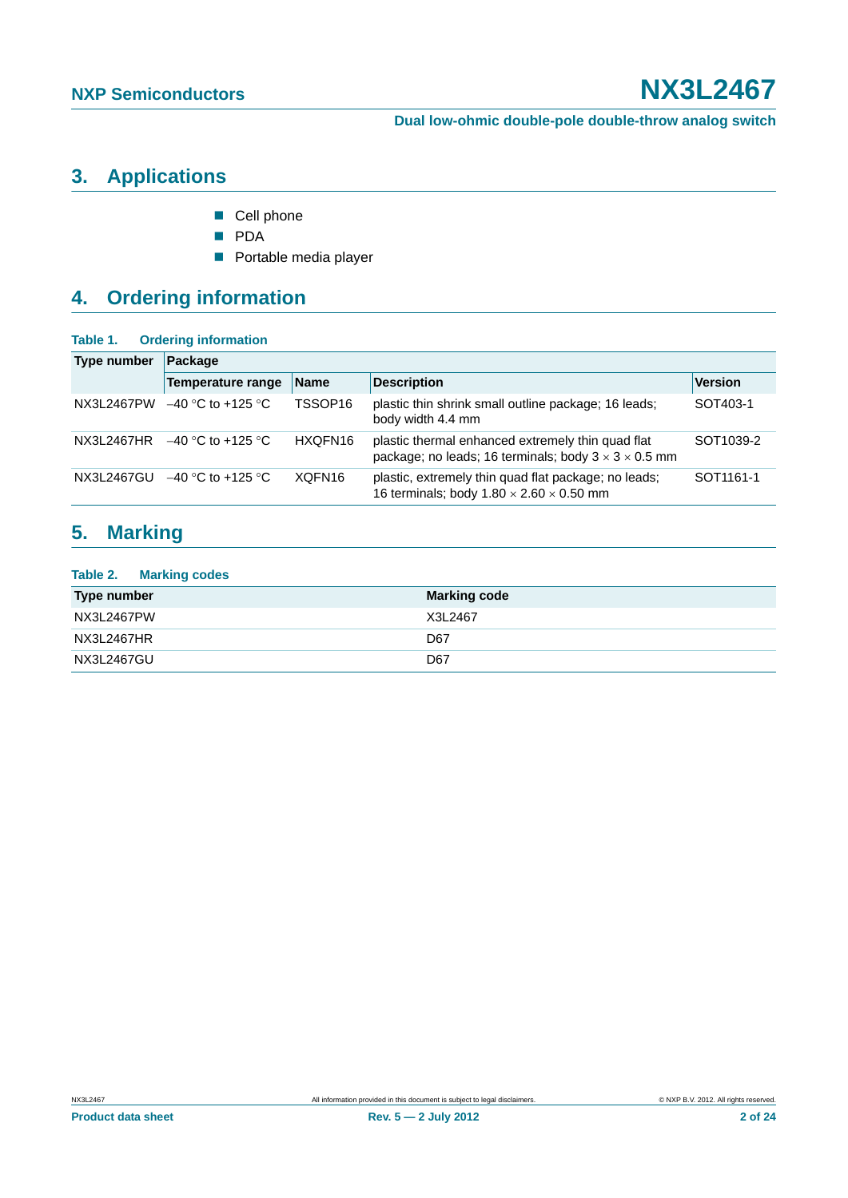## 3. Applications

- Cell phone
- PDA
- Portable media player

## 4. Ordering information

**Table 1. Ordering information**

| Type number | Package | | | |
|---|---|---|---|---|
| | Temperature range | Name | Description | Version |
| NX3L2467PW | −40 °C to +125 °C | TSSOP16 | plastic thin shrink small outline package; 16 leads; body width 4.4 mm | SOT403-1 |
| NX3L2467HR | −40 °C to +125 °C | HXQFN16 | plastic thermal enhanced extremely thin quad flat package; no leads; 16 terminals; body 3 × 3 × 0.5 mm | SOT1039-2 |
| NX3L2467GU | −40 °C to +125 °C | XQFN16 | plastic, extremely thin quad flat package; no leads; 16 terminals; body 1.80 × 2.60 × 0.50 mm | SOT1161-1 |

## 5. Marking

**Table 2. Marking codes**

| Type number | Marking code |
|---|---|
| NX3L2467PW | X3L2467 |
| NX3L2467HR | D67 |
| NX3L2467GU | D67 |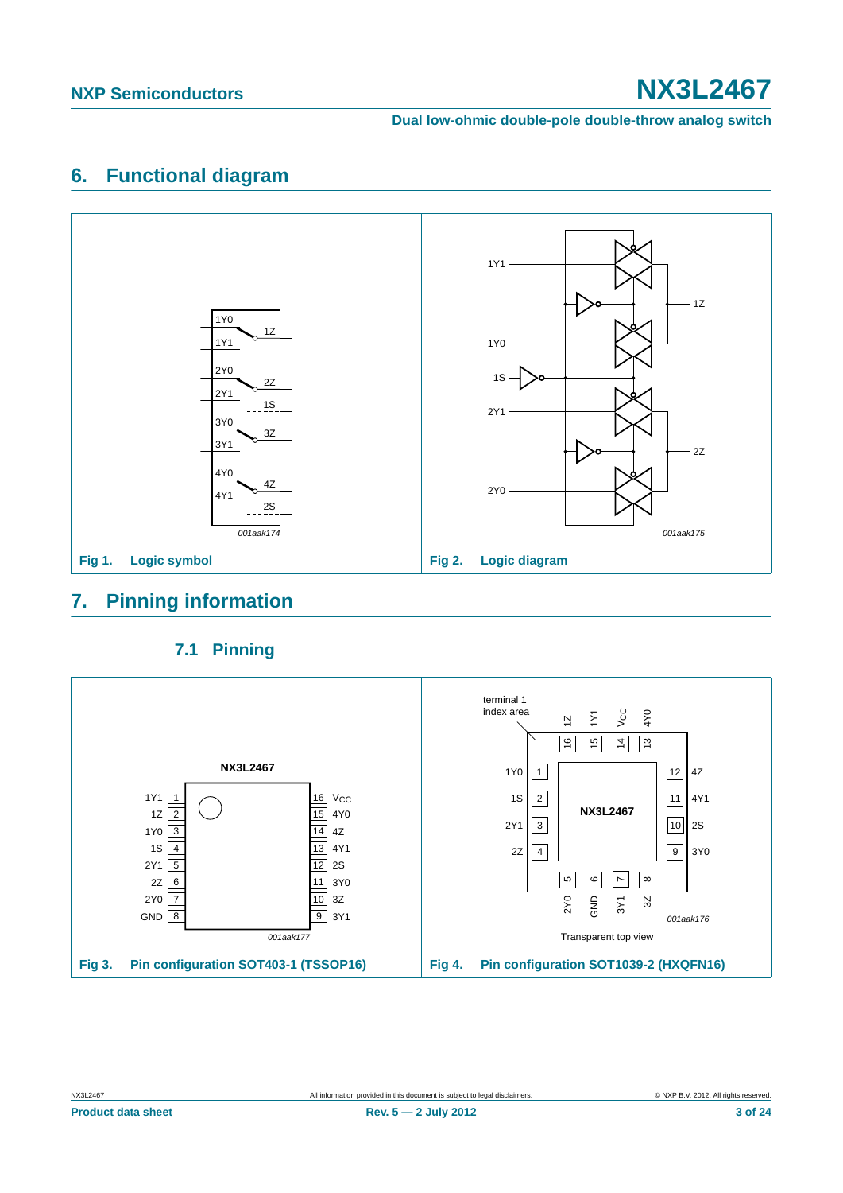## 6. Functional diagram

Fig 1. Logic symbol

Fig 2. Logic diagram

## 7. Pinning information

### 7.1 Pinning

Fig 3. Pin configuration SOT403-1 (TSSOP16)

Fig 4. Pin configuration SOT1039-2 (HXQFN16)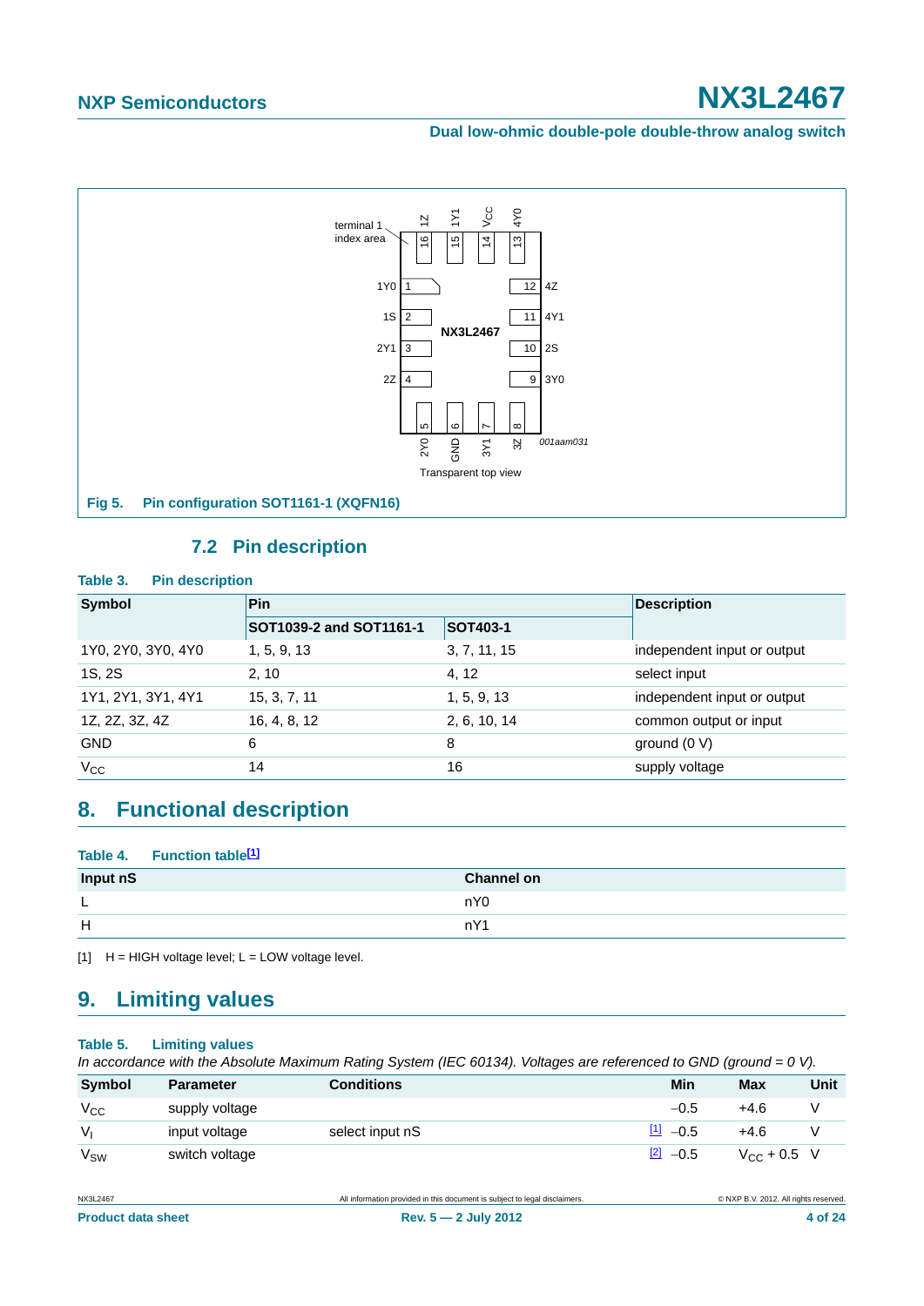Fig 5. Pin configuration SOT1161-1 (XQFN16)

## 7.2 Pin description

**Table 3. Pin description**

| Symbol | Pin | | Description |
|---|---|---|---|
| | SOT1039-2 and SOT1161-1 | SOT403-1 | |
| 1Y0, 2Y0, 3Y0, 4Y0 | 1, 5, 9, 13 | 3, 7, 11, 15 | independent input or output |
| 1S, 2S | 2, 10 | 4, 12 | select input |
| 1Y1, 2Y1, 3Y1, 4Y1 | 15, 3, 7, 11 | 1, 5, 9, 13 | independent input or output |
| 1Z, 2Z, 3Z, 4Z | 16, 4, 8, 12 | 2, 6, 10, 14 | common output or input |
| GND | 6 | 8 | ground (0 V) |
| $V_{CC}$ | 14 | 16 | supply voltage |

# 8. Functional description

**Table 4. Function table[1]**

| Input nS | Channel on |
|---|---|
| L | nY0 |
| H | nY1 |

[1] H = HIGH voltage level; L = LOW voltage level.

# 9. Limiting values

**Table 5. Limiting values**

*In accordance with the Absolute Maximum Rating System (IEC 60134). Voltages are referenced to GND (ground = 0 V).*

| Symbol | Parameter | Conditions | | Min | Max | Unit |
|---|---|---|---|---|---|---|
| $V_{CC}$ | supply voltage | | | −0.5 | +4.6 | V |
| $V_I$ | input voltage | select input nS | [1] | −0.5 | +4.6 | V |
| $V_{SW}$ | switch voltage | | [2] | −0.5 | $V_{CC}$ + 0.5 | V |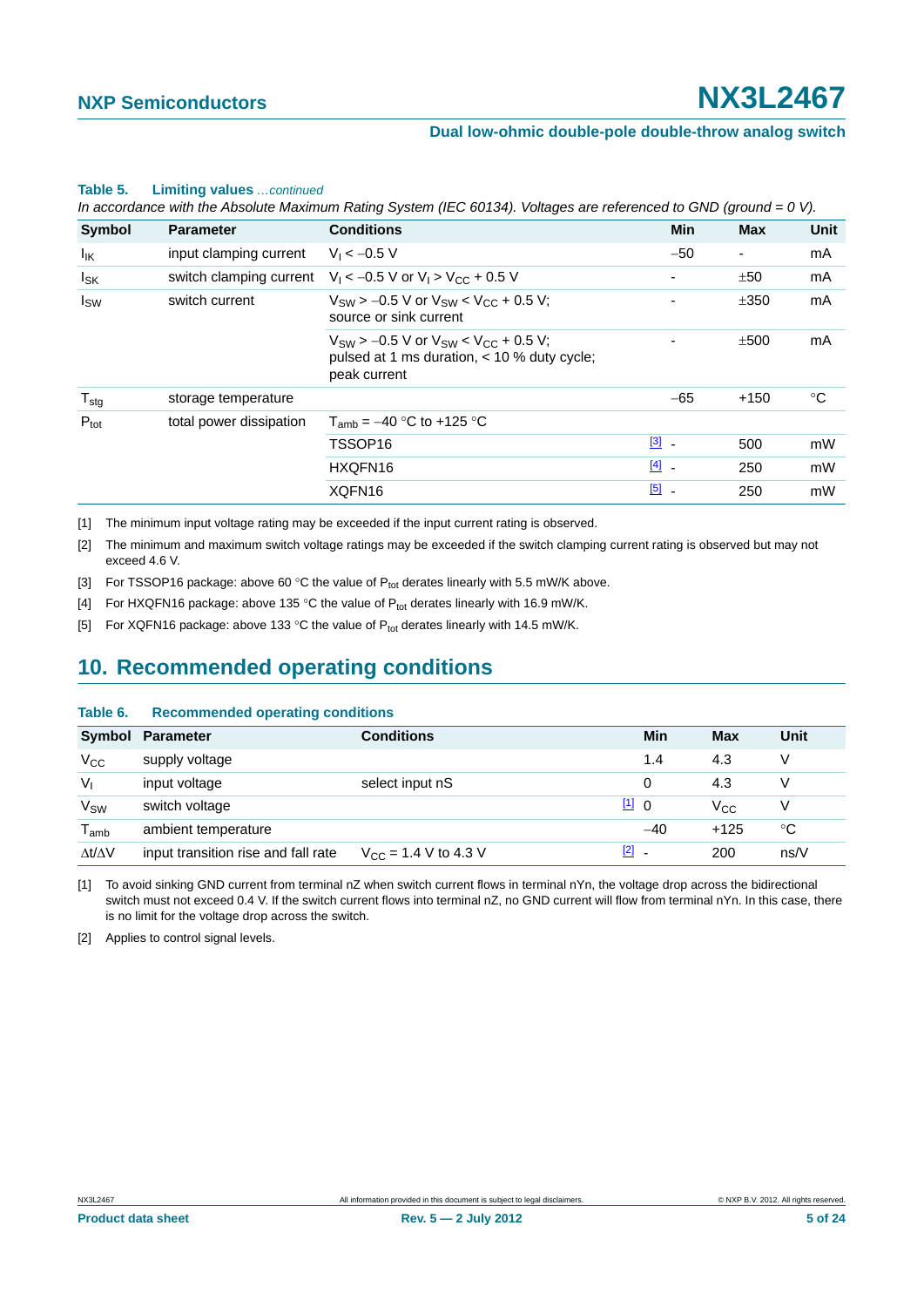**Table 5. Limiting values** *...continued*

*In accordance with the Absolute Maximum Rating System (IEC 60134). Voltages are referenced to GND (ground = 0 V).*

| Symbol | Parameter | Conditions | | Min | Max | Unit |
|---|---|---|---|---|---|---|
| $I_{IK}$ | input clamping current | $V_I < -0.5$ V | | −50 | - | mA |
| $I_{SK}$ | switch clamping current | $V_I < -0.5$ V or $V_I > V_{CC} + 0.5$ V | | - | ±50 | mA |
| $I_{SW}$ | switch current | $V_{SW} > -0.5$ V or $V_{SW} < V_{CC} + 0.5$ V; source or sink current | | - | ±350 | mA |
| | | $V_{SW} > -0.5$ V or $V_{SW} < V_{CC} + 0.5$ V; pulsed at 1 ms duration, < 10 % duty cycle; peak current | | - | ±500 | mA |
| $T_{stg}$ | storage temperature | | | −65 | +150 | °C |
| $P_{tot}$ | total power dissipation | $T_{amb} = -40$ °C to +125 °C | | | | |
| | | TSSOP16 | [3] | - | 500 | mW |
| | | HXQFN16 | [4] | - | 250 | mW |
| | | XQFN16 | [5] | - | 250 | mW |

[1] The minimum input voltage rating may be exceeded if the input current rating is observed.

[2] The minimum and maximum switch voltage ratings may be exceeded if the switch clamping current rating is observed but may not exceed 4.6 V.

[3] For TSSOP16 package: above 60 °C the value of $P_{tot}$ derates linearly with 5.5 mW/K above.

[4] For HXQFN16 package: above 135 °C the value of $P_{tot}$ derates linearly with 16.9 mW/K.

[5] For XQFN16 package: above 133 °C the value of $P_{tot}$ derates linearly with 14.5 mW/K.

## 10. Recommended operating conditions

**Table 6. Recommended operating conditions**

| Symbol | Parameter | Conditions | | Min | Max | Unit |
|---|---|---|---|---|---|---|
| $V_{CC}$ | supply voltage | | | 1.4 | 4.3 | V |
| $V_I$ | input voltage | select input nS | | 0 | 4.3 | V |
| $V_{SW}$ | switch voltage | | [1] | 0 | $V_{CC}$ | V |
| $T_{amb}$ | ambient temperature | | | −40 | +125 | °C |
| $\Delta t/\Delta V$ | input transition rise and fall rate | $V_{CC} = 1.4$ V to 4.3 V | [2] | - | 200 | ns/V |

[1] To avoid sinking GND current from terminal nZ when switch current flows in terminal nYn, the voltage drop across the bidirectional switch must not exceed 0.4 V. If the switch current flows into terminal nZ, no GND current will flow from terminal nYn. In this case, there is no limit for the voltage drop across the switch.

[2] Applies to control signal levels.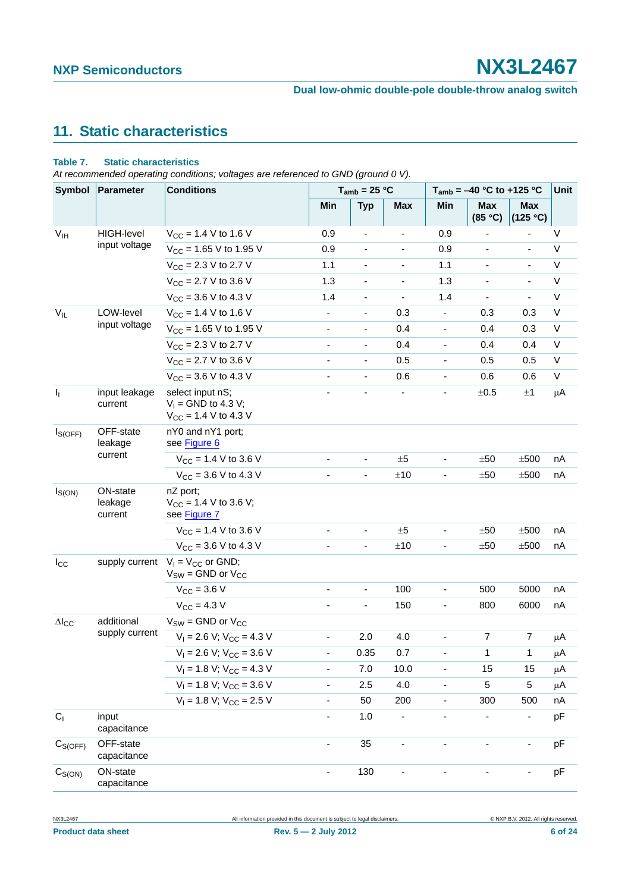## 11. Static characteristics

**Table 7. Static characteristics**

*At recommended operating conditions; voltages are referenced to GND (ground 0 V).*

| Symbol | Parameter | Conditions | $T_{amb}$ = 25 °C | | | $T_{amb}$ = −40 °C to +125 °C | | | Unit |
|---|---|---|---|---|---|---|---|---|---|
| | | | Min | Typ | Max | Min | Max (85 °C) | Max (125 °C) | |
| $V_{IH}$ | HIGH-level input voltage | $V_{CC}$ = 1.4 V to 1.6 V | 0.9 | - | - | 0.9 | - | - | V |
| | | $V_{CC}$ = 1.65 V to 1.95 V | 0.9 | - | - | 0.9 | - | - | V |
| | | $V_{CC}$ = 2.3 V to 2.7 V | 1.1 | - | - | 1.1 | - | - | V |
| | | $V_{CC}$ = 2.7 V to 3.6 V | 1.3 | - | - | 1.3 | - | - | V |
| | | $V_{CC}$ = 3.6 V to 4.3 V | 1.4 | - | - | 1.4 | - | - | V |
| $V_{IL}$ | LOW-level input voltage | $V_{CC}$ = 1.4 V to 1.6 V | - | - | 0.3 | - | 0.3 | 0.3 | V |
| | | $V_{CC}$ = 1.65 V to 1.95 V | - | - | 0.4 | - | 0.4 | 0.3 | V |
| | | $V_{CC}$ = 2.3 V to 2.7 V | - | - | 0.4 | - | 0.4 | 0.4 | V |
| | | $V_{CC}$ = 2.7 V to 3.6 V | - | - | 0.5 | - | 0.5 | 0.5 | V |
| | | $V_{CC}$ = 3.6 V to 4.3 V | - | - | 0.6 | - | 0.6 | 0.6 | V |
| $I_I$ | input leakage current | select input nS; $V_I$ = GND to 4.3 V; $V_{CC}$ = 1.4 V to 4.3 V | - | - | - | - | ±0.5 | ±1 | μA |
| $I_{S(OFF)}$ | OFF-state leakage current | nY0 and nY1 port; see Figure 6 | | | | | | | |
| | | $V_{CC}$ = 1.4 V to 3.6 V | - | - | ±5 | - | ±50 | ±500 | nA |
| | | $V_{CC}$ = 3.6 V to 4.3 V | - | - | ±10 | - | ±50 | ±500 | nA |
| $I_{S(ON)}$ | ON-state leakage current | nZ port; $V_{CC}$ = 1.4 V to 3.6 V; see Figure 7 | | | | | | | |
| | | $V_{CC}$ = 1.4 V to 3.6 V | - | - | ±5 | - | ±50 | ±500 | nA |
| | | $V_{CC}$ = 3.6 V to 4.3 V | - | - | ±10 | - | ±50 | ±500 | nA |
| $I_{CC}$ | supply current | $V_I$ = $V_{CC}$ or GND; $V_{SW}$ = GND or $V_{CC}$ | | | | | | | |
| | | $V_{CC}$ = 3.6 V | - | - | 100 | - | 500 | 5000 | nA |
| | | $V_{CC}$ = 4.3 V | - | - | 150 | - | 800 | 6000 | nA |
| $\Delta I_{CC}$ | additional supply current | $V_{SW}$ = GND or $V_{CC}$ | | | | | | | |
| | | $V_I$ = 2.6 V; $V_{CC}$ = 4.3 V | - | 2.0 | 4.0 | - | 7 | 7 | μA |
| | | $V_I$ = 2.6 V; $V_{CC}$ = 3.6 V | - | 0.35 | 0.7 | - | 1 | 1 | μA |
| | | $V_I$ = 1.8 V; $V_{CC}$ = 4.3 V | - | 7.0 | 10.0 | - | 15 | 15 | μA |
| | | $V_I$ = 1.8 V; $V_{CC}$ = 3.6 V | - | 2.5 | 4.0 | - | 5 | 5 | μA |
| | | $V_I$ = 1.8 V; $V_{CC}$ = 2.5 V | - | 50 | 200 | - | 300 | 500 | nA |
| $C_I$ | input capacitance | | - | 1.0 | - | - | - | - | pF |
| $C_{S(OFF)}$ | OFF-state capacitance | | - | 35 | - | - | - | - | pF |
| $C_{S(ON)}$ | ON-state capacitance | | - | 130 | - | - | - | - | pF |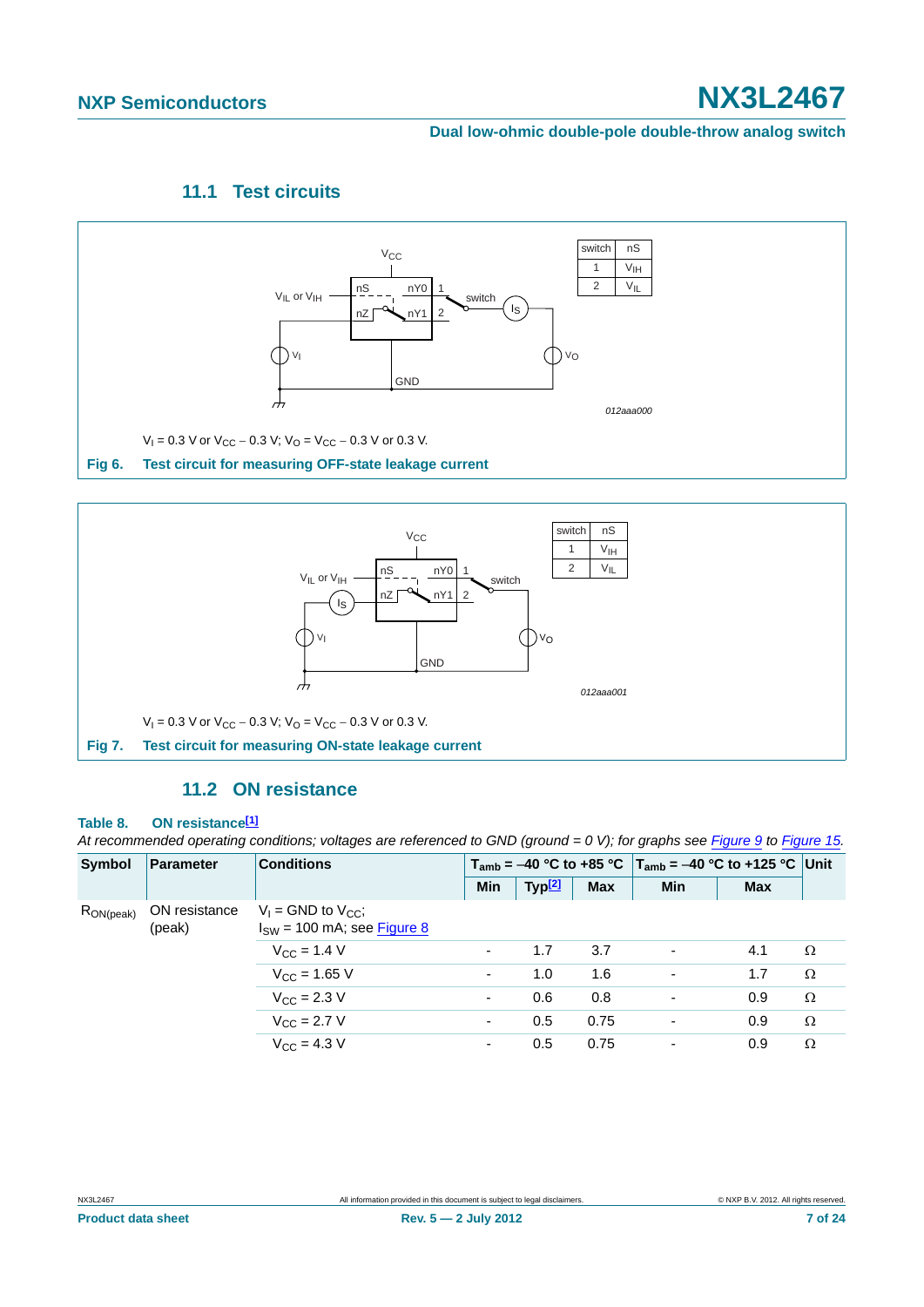### 11.1 Test circuits

$V_I$ = 0.3 V or $V_{CC}$ − 0.3 V; $V_O$ = $V_{CC}$ − 0.3 V or 0.3 V.

**Fig 6. Test circuit for measuring OFF-state leakage current**

$V_I$ = 0.3 V or $V_{CC}$ − 0.3 V; $V_O$ = $V_{CC}$ − 0.3 V or 0.3 V.

**Fig 7. Test circuit for measuring ON-state leakage current**

### 11.2 ON resistance

**Table 8. ON resistance[1]**

*At recommended operating conditions; voltages are referenced to GND (ground = 0 V); for graphs see Figure 9 to Figure 15.*

| Symbol | Parameter | Conditions | $T_{amb}$ = −40 °C to +85 °C | | | $T_{amb}$ = −40 °C to +125 °C | | Unit |
|---|---|---|---|---|---|---|---|---|
| | | | Min | Typ[2] | Max | Min | Max | |
| $R_{ON(peak)}$ | ON resistance (peak) | $V_I$ = GND to $V_{CC}$; $I_{SW}$ = 100 mA; see Figure 8 | | | | | | |
| | | $V_{CC}$ = 1.4 V | - | 1.7 | 3.7 | - | 4.1 | Ω |
| | | $V_{CC}$ = 1.65 V | - | 1.0 | 1.6 | - | 1.7 | Ω |
| | | $V_{CC}$ = 2.3 V | - | 0.6 | 0.8 | - | 0.9 | Ω |
| | | $V_{CC}$ = 2.7 V | - | 0.5 | 0.75 | - | 0.9 | Ω |
| | | $V_{CC}$ = 4.3 V | - | 0.5 | 0.75 | - | 0.9 | Ω |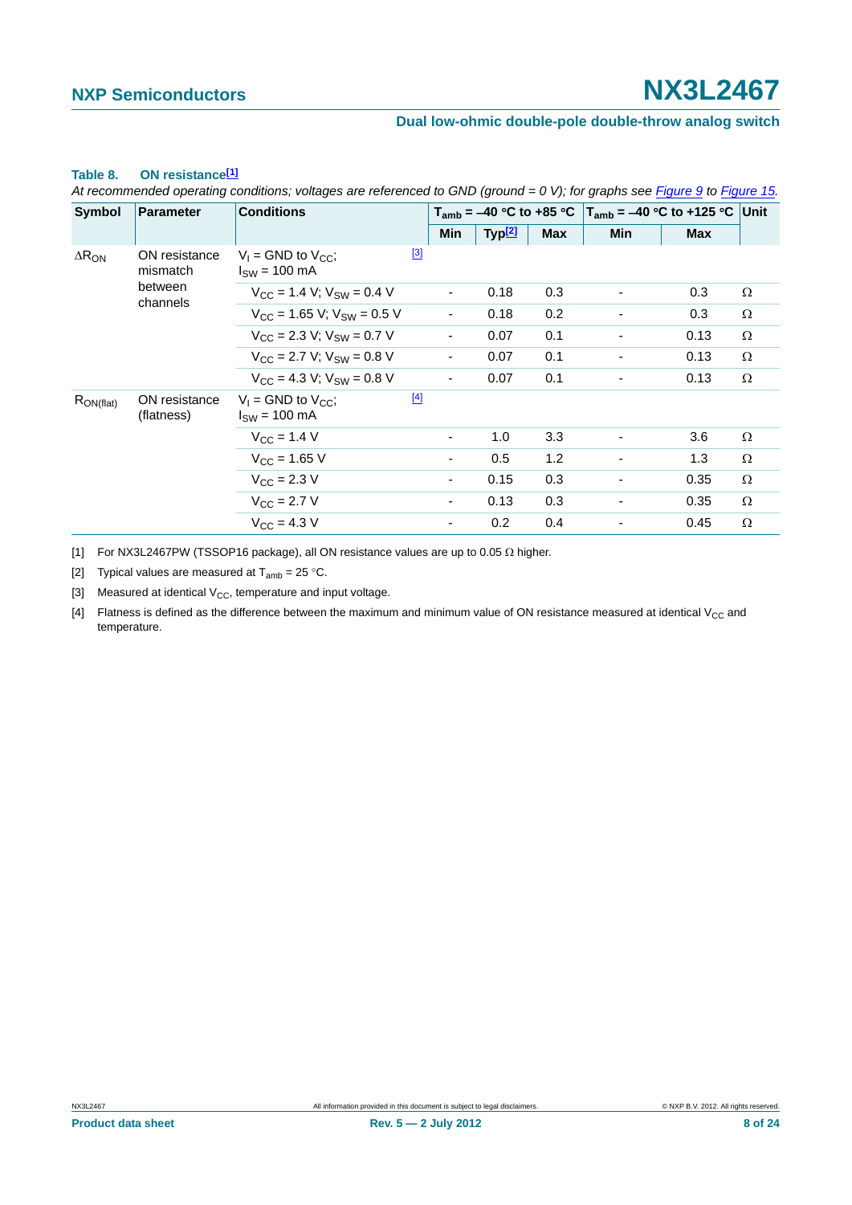**Table 8. ON resistance[1]**

*At recommended operating conditions; voltages are referenced to GND (ground = 0 V); for graphs see Figure 9 to Figure 15.*

| Symbol | Parameter | Conditions | | $T_{amb}$ = −40 °C to +85 °C | | | $T_{amb}$ = −40 °C to +125 °C | | Unit |
|---|---|---|---|---|---|---|---|---|---|
| | | | | Min | Typ[2] | Max | Min | Max | |
| $\Delta R_{ON}$ | ON resistance mismatch between channels | $V_I$ = GND to $V_{CC}$; $I_{SW}$ = 100 mA | [3] | | | | | | |
| | | $V_{CC}$ = 1.4 V; $V_{SW}$ = 0.4 V | | - | 0.18 | 0.3 | - | 0.3 | Ω |
| | | $V_{CC}$ = 1.65 V; $V_{SW}$ = 0.5 V | | - | 0.18 | 0.2 | - | 0.3 | Ω |
| | | $V_{CC}$ = 2.3 V; $V_{SW}$ = 0.7 V | | - | 0.07 | 0.1 | - | 0.13 | Ω |
| | | $V_{CC}$ = 2.7 V; $V_{SW}$ = 0.8 V | | - | 0.07 | 0.1 | - | 0.13 | Ω |
| | | $V_{CC}$ = 4.3 V; $V_{SW}$ = 0.8 V | | - | 0.07 | 0.1 | - | 0.13 | Ω |
| $R_{ON(flat)}$ | ON resistance (flatness) | $V_I$ = GND to $V_{CC}$; $I_{SW}$ = 100 mA | [4] | | | | | | |
| | | $V_{CC}$ = 1.4 V | | - | 1.0 | 3.3 | - | 3.6 | Ω |
| | | $V_{CC}$ = 1.65 V | | - | 0.5 | 1.2 | - | 1.3 | Ω |
| | | $V_{CC}$ = 2.3 V | | - | 0.15 | 0.3 | - | 0.35 | Ω |
| | | $V_{CC}$ = 2.7 V | | - | 0.13 | 0.3 | - | 0.35 | Ω |
| | | $V_{CC}$ = 4.3 V | | - | 0.2 | 0.4 | - | 0.45 | Ω |

[1] For NX3L2467PW (TSSOP16 package), all ON resistance values are up to 0.05 Ω higher.

[2] Typical values are measured at $T_{amb}$ = 25 °C.

[3] Measured at identical $V_{CC}$, temperature and input voltage.

[4] Flatness is defined as the difference between the maximum and minimum value of ON resistance measured at identical $V_{CC}$ and temperature.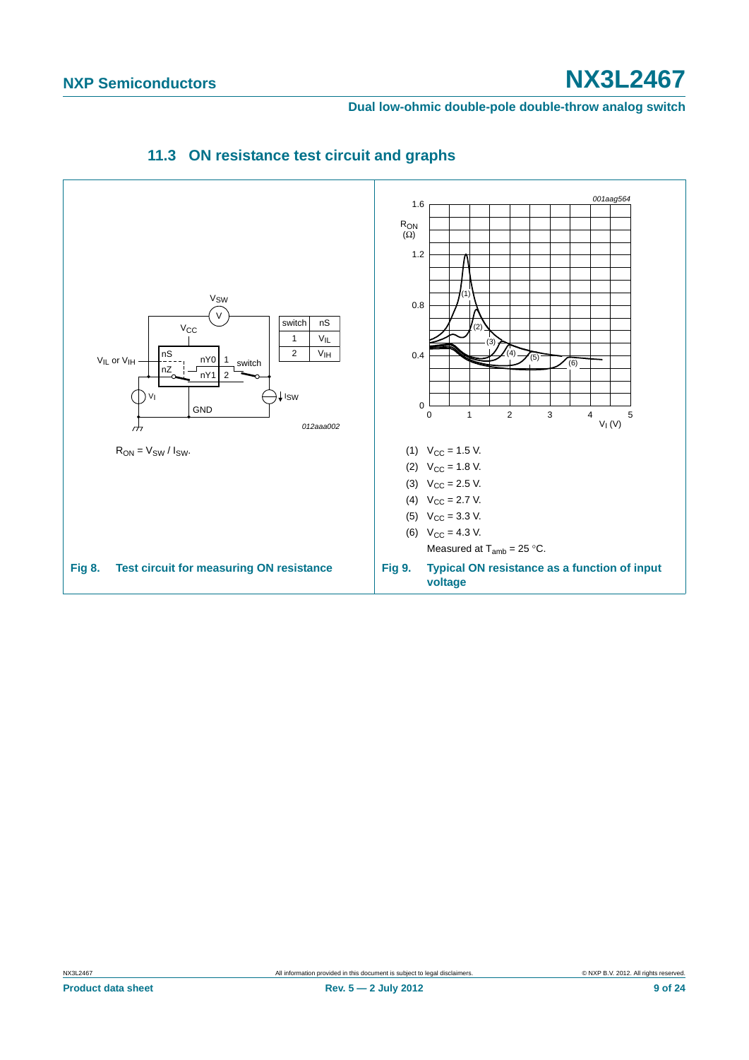### 11.3 ON resistance test circuit and graphs

| switch | nS |
|---|---|
| 1 | $V_{IL}$ |
| 2 | $V_{IH}$ |

$R_{ON} = V_{SW} / I_{SW}$.

**Fig 8. Test circuit for measuring ON resistance**

(1) $V_{CC}$ = 1.5 V.

(2) $V_{CC}$ = 1.8 V.

(3) $V_{CC}$ = 2.5 V.

(4) $V_{CC}$ = 2.7 V.

(5) $V_{CC}$ = 3.3 V.

(6) $V_{CC}$ = 4.3 V.

Measured at $T_{amb}$ = 25 °C.

**Fig 9. Typical ON resistance as a function of input voltage**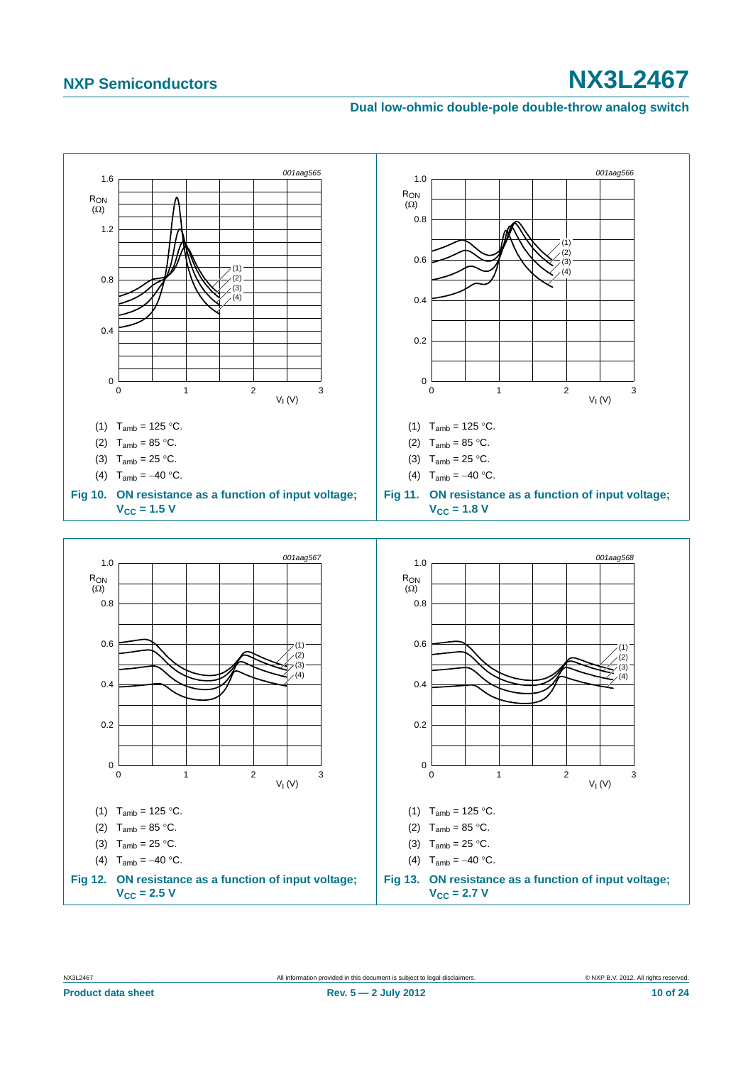(1) $T_{amb}$ = 125 °C.

(2) $T_{amb}$ = 85 °C.

(3) $T_{amb}$ = 25 °C.

(4) $T_{amb}$ = −40 °C.

**Fig 10. ON resistance as a function of input voltage; $V_{CC}$ = 1.5 V**

(1) $T_{amb}$ = 125 °C.

(2) $T_{amb}$ = 85 °C.

(3) $T_{amb}$ = 25 °C.

(4) $T_{amb}$ = −40 °C.

**Fig 11. ON resistance as a function of input voltage; $V_{CC}$ = 1.8 V**

(1) $T_{amb}$ = 125 °C.

(2) $T_{amb}$ = 85 °C.

(3) $T_{amb}$ = 25 °C.

(4) $T_{amb}$ = −40 °C.

**Fig 12. ON resistance as a function of input voltage; $V_{CC}$ = 2.5 V**

(1) $T_{amb}$ = 125 °C.

(2) $T_{amb}$ = 85 °C.

(3) $T_{amb}$ = 25 °C.

(4) $T_{amb}$ = −40 °C.

**Fig 13. ON resistance as a function of input voltage; $V_{CC}$ = 2.7 V**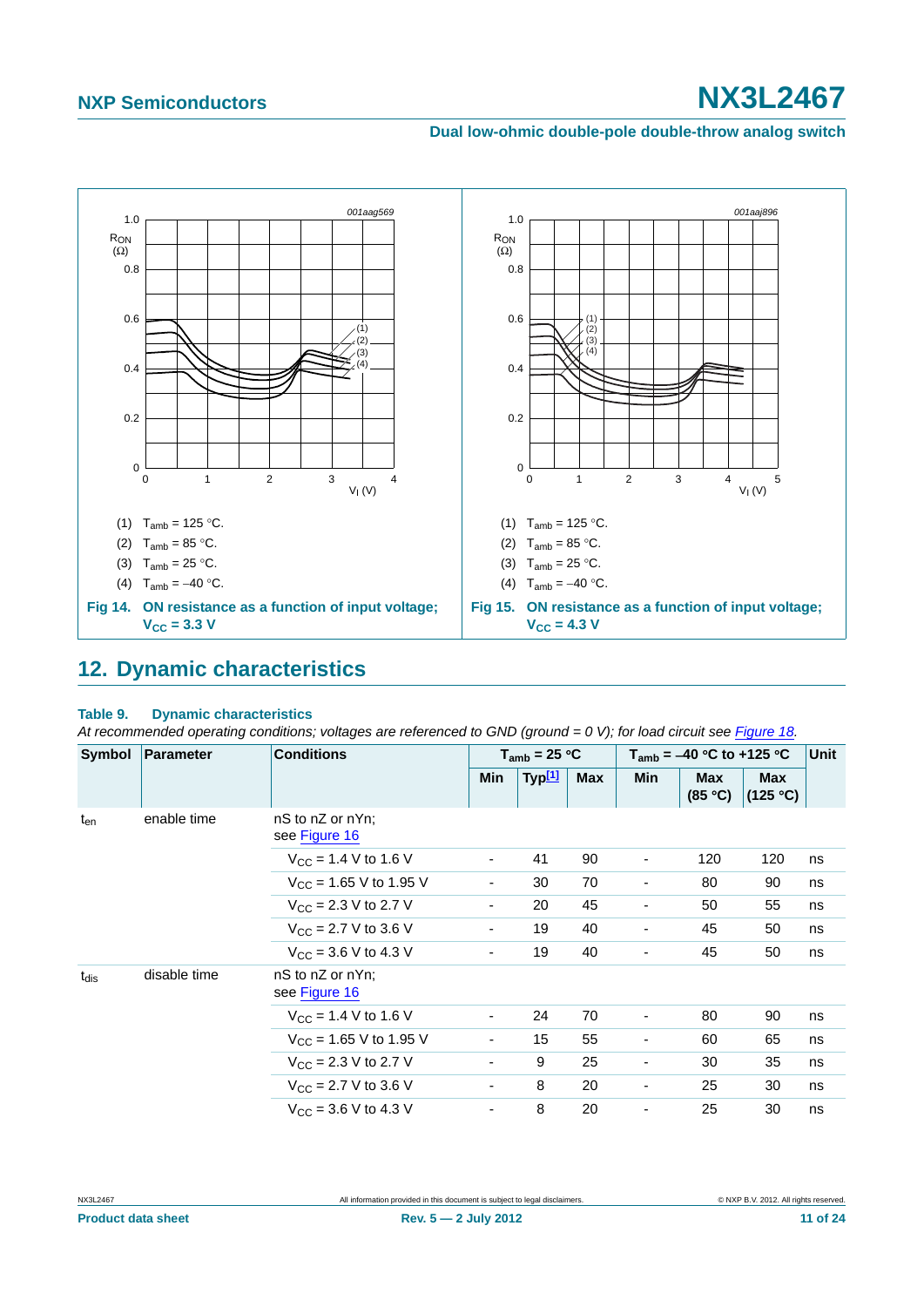(1) $T_{amb}$ = 125 °C.

(2) $T_{amb}$ = 85 °C.

(3) $T_{amb}$ = 25 °C.

(4) $T_{amb}$ = −40 °C.

**Fig 14. ON resistance as a function of input voltage; $V_{CC}$ = 3.3 V**

(1) $T_{amb}$ = 125 °C.

(2) $T_{amb}$ = 85 °C.

(3) $T_{amb}$ = 25 °C.

(4) $T_{amb}$ = −40 °C.

**Fig 15. ON resistance as a function of input voltage; $V_{CC}$ = 4.3 V**

## 12. Dynamic characteristics

**Table 9. Dynamic characteristics**

*At recommended operating conditions; voltages are referenced to GND (ground = 0 V); for load circuit see Figure 18.*

| Symbol | Parameter | Conditions | $T_{amb}$ = 25 °C | | | $T_{amb}$ = −40 °C to +125 °C | | | Unit |
|---|---|---|---|---|---|---|---|---|---|
| | | | Min | Typ[1] | Max | Min | Max (85 °C) | Max (125 °C) | |
| $t_{en}$ | enable time | nS to nZ or nYn; see Figure 16 | | | | | | | |
| | | $V_{CC}$ = 1.4 V to 1.6 V | - | 41 | 90 | - | 120 | 120 | ns |
| | | $V_{CC}$ = 1.65 V to 1.95 V | - | 30 | 70 | - | 80 | 90 | ns |
| | | $V_{CC}$ = 2.3 V to 2.7 V | - | 20 | 45 | - | 50 | 55 | ns |
| | | $V_{CC}$ = 2.7 V to 3.6 V | - | 19 | 40 | - | 45 | 50 | ns |
| | | $V_{CC}$ = 3.6 V to 4.3 V | - | 19 | 40 | - | 45 | 50 | ns |
| $t_{dis}$ | disable time | nS to nZ or nYn; see Figure 16 | | | | | | | |
| | | $V_{CC}$ = 1.4 V to 1.6 V | - | 24 | 70 | - | 80 | 90 | ns |
| | | $V_{CC}$ = 1.65 V to 1.95 V | - | 15 | 55 | - | 60 | 65 | ns |
| | | $V_{CC}$ = 2.3 V to 2.7 V | - | 9 | 25 | - | 30 | 35 | ns |
| | | $V_{CC}$ = 2.7 V to 3.6 V | - | 8 | 20 | - | 25 | 30 | ns |
| | | $V_{CC}$ = 3.6 V to 4.3 V | - | 8 | 20 | - | 25 | 30 | ns |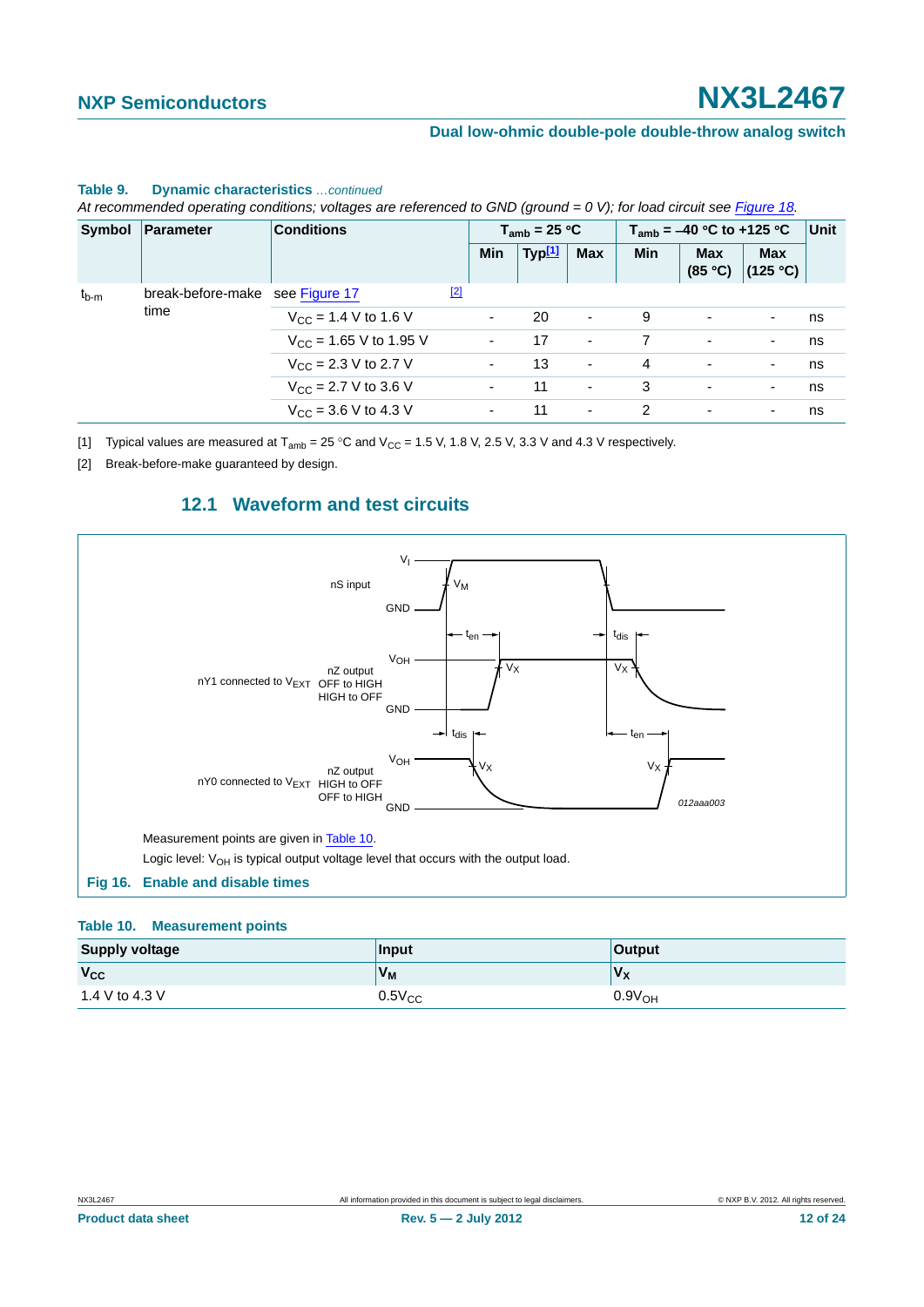**Table 9. Dynamic characteristics** *...continued*

*At recommended operating conditions; voltages are referenced to GND (ground = 0 V); for load circuit see Figure 18.*

| Symbol | Parameter | Conditions | $T_{amb}$ = 25 °C | | | $T_{amb}$ = –40 °C to +125 °C | | | Unit |
|---|---|---|---|---|---|---|---|---|---|
| | | | Min | Typ[1] | Max | Min | Max (85 °C) | Max (125 °C) | |
| $t_{b\text{-}m}$ | break-before-make time | see Figure 17 [2] | | | | | | | |
| | | $V_{CC}$ = 1.4 V to 1.6 V | - | 20 | - | 9 | - | - | ns |
| | | $V_{CC}$ = 1.65 V to 1.95 V | - | 17 | - | 7 | - | - | ns |
| | | $V_{CC}$ = 2.3 V to 2.7 V | - | 13 | - | 4 | - | - | ns |
| | | $V_{CC}$ = 2.7 V to 3.6 V | - | 11 | - | 3 | - | - | ns |
| | | $V_{CC}$ = 3.6 V to 4.3 V | - | 11 | - | 2 | - | - | ns |

[1] Typical values are measured at $T_{amb}$ = 25 °C and $V_{CC}$ = 1.5 V, 1.8 V, 2.5 V, 3.3 V and 4.3 V respectively.

[2] Break-before-make guaranteed by design.

## 12.1 Waveform and test circuits

Measurement points are given in Table 10.

Logic level: $V_{OH}$ is typical output voltage level that occurs with the output load.

**Fig 16. Enable and disable times**

**Table 10. Measurement points**

| Supply voltage | Input | Output |
|---|---|---|
| $V_{CC}$ | $V_M$ | $V_X$ |
| 1.4 V to 4.3 V | $0.5V_{CC}$ | $0.9V_{OH}$ |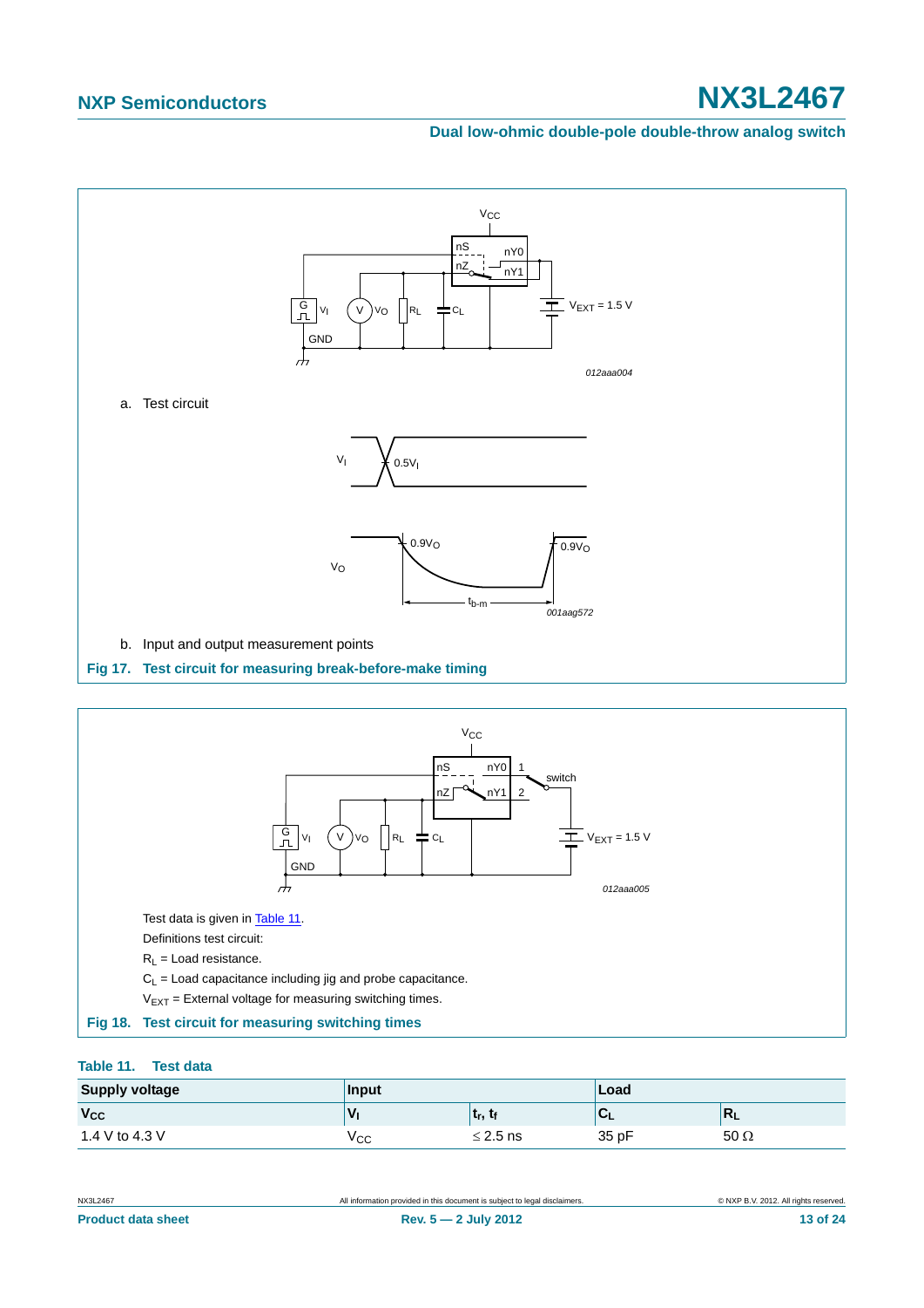a. Test circuit

b. Input and output measurement points

**Fig 17. Test circuit for measuring break-before-make timing**

Test data is given in Table 11.

Definitions test circuit:

$R_L$ = Load resistance.

$C_L$ = Load capacitance including jig and probe capacitance.

$V_{EXT}$ = External voltage for measuring switching times.

**Fig 18. Test circuit for measuring switching times**

**Table 11. Test data**

| Supply voltage | Input | | Load | |
|---|---|---|---|---|
| $V_{CC}$ | $V_I$ | $t_r$, $t_f$ | $C_L$ | $R_L$ |
| 1.4 V to 4.3 V | $V_{CC}$ | ≤ 2.5 ns | 35 pF | 50 Ω |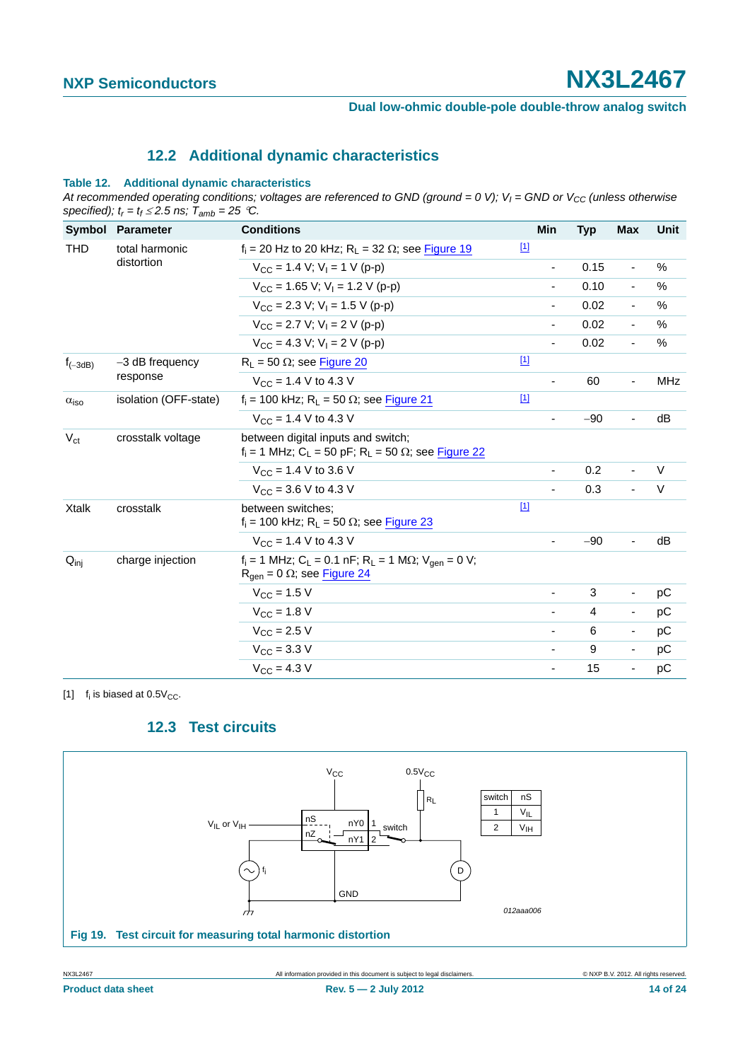## 12.2 Additional dynamic characteristics

**Table 12. Additional dynamic characteristics**

*At recommended operating conditions; voltages are referenced to GND (ground = 0 V); $V_I$ = GND or $V_{CC}$ (unless otherwise specified); $t_r = t_f \leq 2.5$ ns; $T_{amb}$ = 25 °C.*

| Symbol | Parameter | Conditions | | Min | Typ | Max | Unit |
|---|---|---|---|---|---|---|---|
| THD | total harmonic distortion | $f_i$ = 20 Hz to 20 kHz; $R_L$ = 32 Ω; see Figure 19 | [1] | | | | |
| | | $V_{CC}$ = 1.4 V; $V_I$ = 1 V (p-p) | | - | 0.15 | - | % |
| | | $V_{CC}$ = 1.65 V; $V_I$ = 1.2 V (p-p) | | - | 0.10 | - | % |
| | | $V_{CC}$ = 2.3 V; $V_I$ = 1.5 V (p-p) | | - | 0.02 | - | % |
| | | $V_{CC}$ = 2.7 V; $V_I$ = 2 V (p-p) | | - | 0.02 | - | % |
| | | $V_{CC}$ = 4.3 V; $V_I$ = 2 V (p-p) | | - | 0.02 | - | % |
| $f_{(-3dB)}$ | −3 dB frequency response | $R_L$ = 50 Ω; see Figure 20 | [1] | | | | |
| | | $V_{CC}$ = 1.4 V to 4.3 V | | - | 60 | - | MHz |
| $\alpha_{iso}$ | isolation (OFF-state) | $f_i$ = 100 kHz; $R_L$ = 50 Ω; see Figure 21 | [1] | | | | |
| | | $V_{CC}$ = 1.4 V to 4.3 V | | - | −90 | - | dB |
| $V_{ct}$ | crosstalk voltage | between digital inputs and switch; $f_i$ = 1 MHz; $C_L$ = 50 pF; $R_L$ = 50 Ω; see Figure 22 | | | | | |
| | | $V_{CC}$ = 1.4 V to 3.6 V | | - | 0.2 | - | V |
| | | $V_{CC}$ = 3.6 V to 4.3 V | | - | 0.3 | - | V |
| Xtalk | crosstalk | between switches; $f_i$ = 100 kHz; $R_L$ = 50 Ω; see Figure 23 | [1] | | | | |
| | | $V_{CC}$ = 1.4 V to 4.3 V | | - | −90 | - | dB |
| $Q_{inj}$ | charge injection | $f_i$ = 1 MHz; $C_L$ = 0.1 nF; $R_L$ = 1 MΩ; $V_{gen}$ = 0 V; $R_{gen}$ = 0 Ω; see Figure 24 | | | | | |
| | | $V_{CC}$ = 1.5 V | | - | 3 | - | pC |
| | | $V_{CC}$ = 1.8 V | | - | 4 | - | pC |
| | | $V_{CC}$ = 2.5 V | | - | 6 | - | pC |
| | | $V_{CC}$ = 3.3 V | | - | 9 | - | pC |
| | | $V_{CC}$ = 4.3 V | | - | 15 | - | pC |

[1] $f_i$ is biased at $0.5V_{CC}$.

## 12.3 Test circuits

| switch | nS |
|---|---|
| 1 | $V_{IL}$ |
| 2 | $V_{IH}$ |

012aaa006

**Fig 19. Test circuit for measuring total harmonic distortion**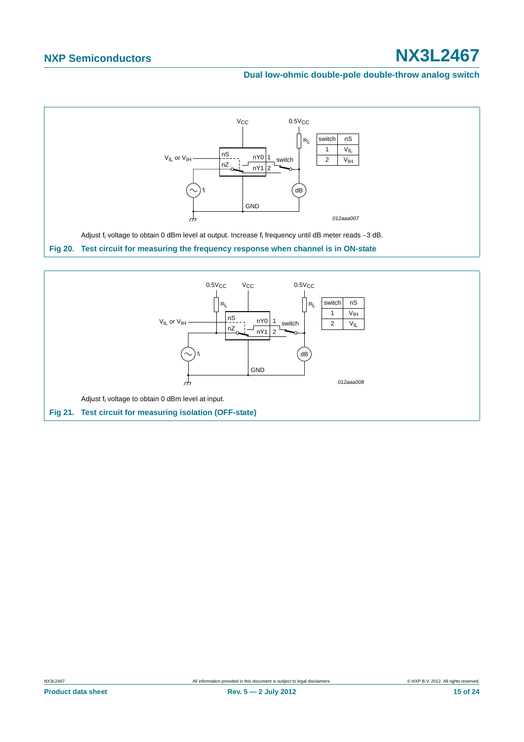| switch | nS |
|---|---|
| 1 | $V_{IL}$ |
| 2 | $V_{IH}$ |

012aaa007

Adjust $f_i$ voltage to obtain 0 dBm level at output. Increase $f_i$ frequency until dB meter reads −3 dB.

**Fig 20. Test circuit for measuring the frequency response when channel is in ON-state**

| switch | nS |
|---|---|
| 1 | $V_{IH}$ |
| 2 | $V_{IL}$ |

012aaa008

Adjust $f_i$ voltage to obtain 0 dBm level at input.

**Fig 21. Test circuit for measuring isolation (OFF-state)**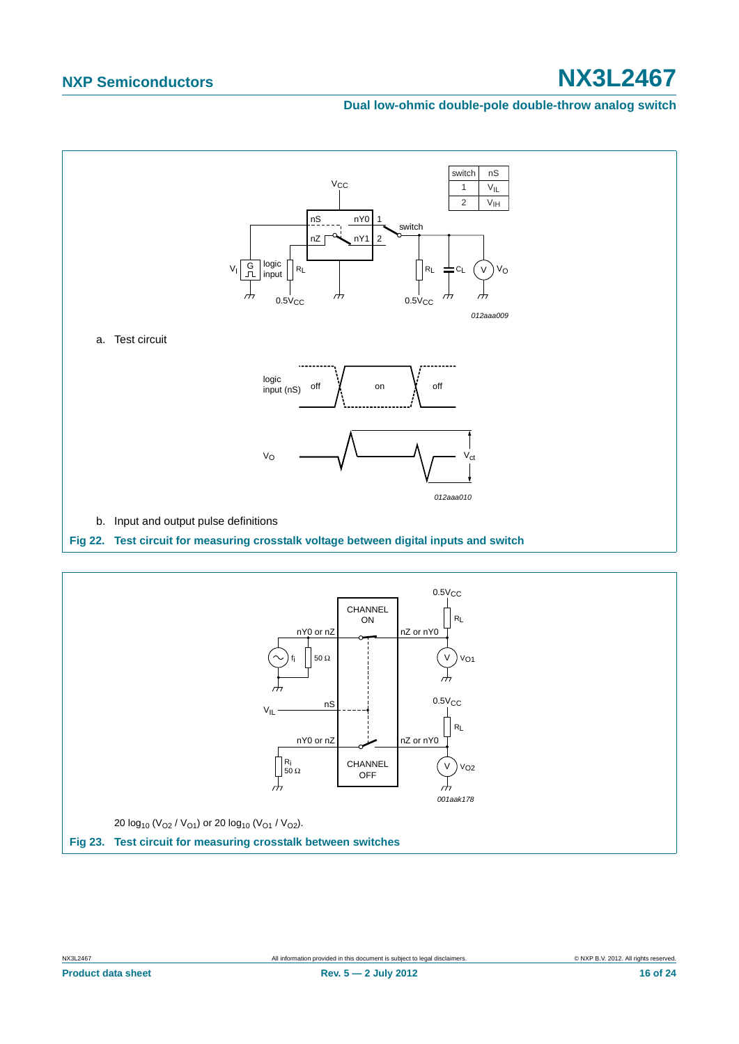| switch | nS |
|---|---|
| 1 | $V_{IL}$ |
| 2 | $V_{IH}$ |

a. Test circuit

b. Input and output pulse definitions

**Fig 22. Test circuit for measuring crosstalk voltage between digital inputs and switch**

$20 \log_{10} (V_{O2} / V_{O1})$ or $20 \log_{10} (V_{O1} / V_{O2})$.

**Fig 23. Test circuit for measuring crosstalk between switches**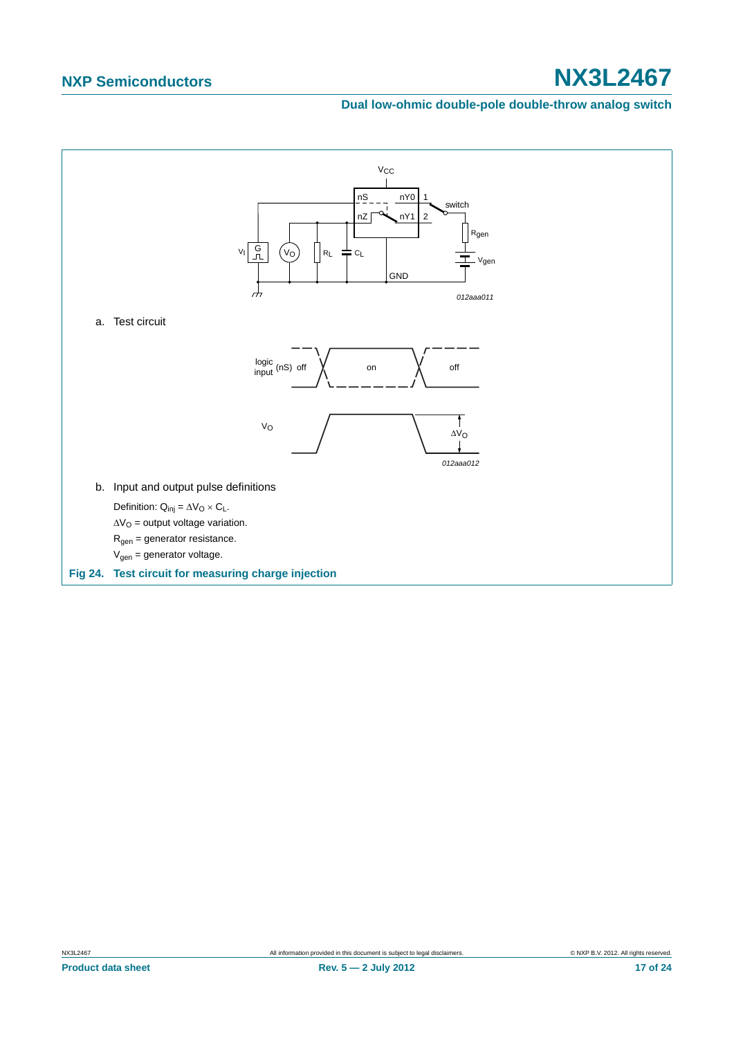a. Test circuit

b. Input and output pulse definitions

Definition: $Q_{inj} = \Delta V_O \times C_L$.

$\Delta V_O$ = output voltage variation.

$R_{gen}$ = generator resistance.

$V_{gen}$ = generator voltage.

**Fig 24. Test circuit for measuring charge injection**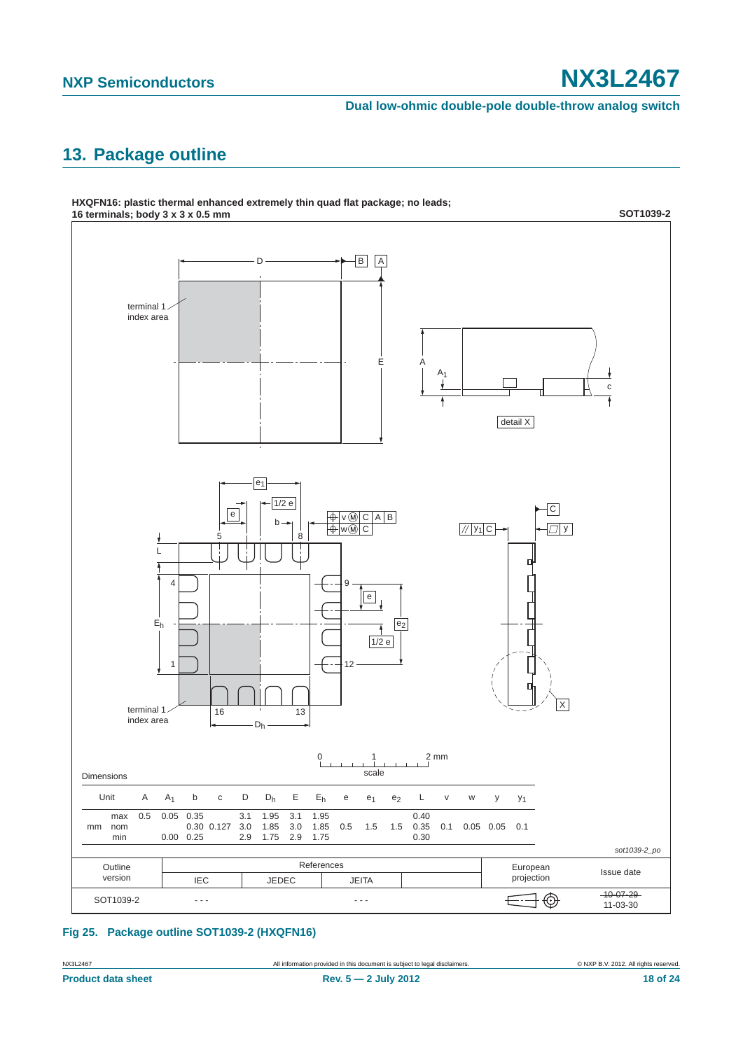## 13. Package outline

**HXQFN16: plastic thermal enhanced extremely thin quad flat package; no leads; 16 terminals; body 3 x 3 x 0.5 mm** **SOT1039-2**

Dimensions

| Unit | | A | $A_1$ | b | c | D | $D_h$ | E | $E_h$ | e | $e_1$ | $e_2$ | L | v | w | y | $y_1$ |
|---|---|---|---|---|---|---|---|---|---|---|---|---|---|---|---|---|---|
| mm | max | 0.5 | 0.05 | 0.35 | | 3.1 | 1.95 | 3.1 | 1.95 | | | | 0.40 | | | | |
| | nom | | | 0.30 | 0.127 | 3.0 | 1.85 | 3.0 | 1.85 | 0.5 | 1.5 | 1.5 | 0.35 | 0.1 | 0.05 | 0.05 | 0.1 |
| | min | | 0.00 | 0.25 | | 2.9 | 1.75 | 2.9 | 1.75 | | | | 0.30 | | | | |

sot1039-2_po

| Outline version | References IEC | References JEDEC | References JEITA | | European projection | Issue date |
|---|---|---|---|---|---|---|
| SOT1039-2 | - - - | | - - - | | | ~~10-07-29~~ 11-03-30 |

**Fig 25. Package outline SOT1039-2 (HXQFN16)**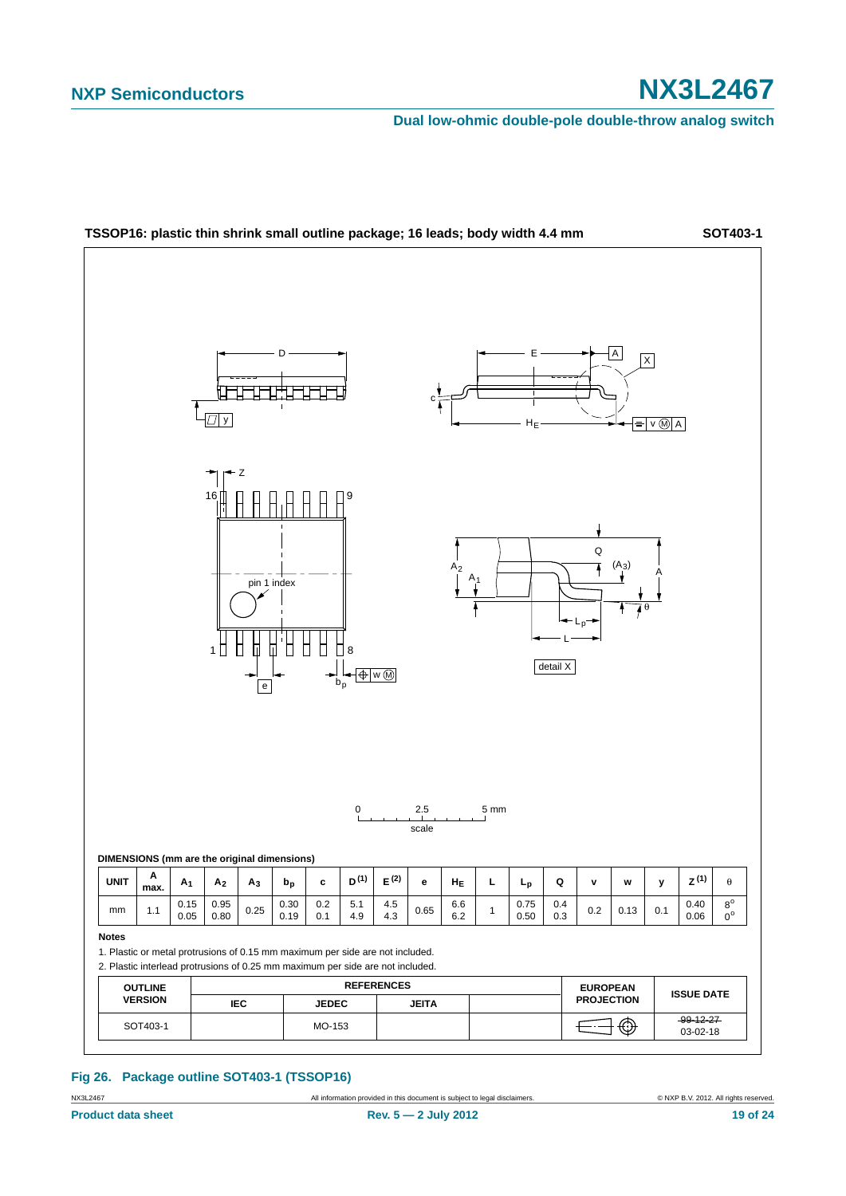**TSSOP16: plastic thin shrink small outline package; 16 leads; body width 4.4 mm** **SOT403-1**

**DIMENSIONS (mm are the original dimensions)**

| UNIT | A max. | $A_1$ | $A_2$ | $A_3$ | $b_p$ | c | $D^{(1)}$ | $E^{(2)}$ | e | $H_E$ | L | $L_p$ | Q | v | w | y | $Z^{(1)}$ | θ |
|---|---|---|---|---|---|---|---|---|---|---|---|---|---|---|---|---|---|---|
| mm | 1.1 | 0.15<br>0.05 | 0.95<br>0.80 | 0.25 | 0.30<br>0.19 | 0.2<br>0.1 | 5.1<br>4.9 | 4.5<br>4.3 | 0.65 | 6.6<br>6.2 | 1 | 0.75<br>0.50 | 0.4<br>0.3 | 0.2 | 0.13 | 0.1 | 0.40<br>0.06 | 8°<br>0° |

**Notes**

1. Plastic or metal protrusions of 0.15 mm maximum per side are not included.
2. Plastic interlead protrusions of 0.25 mm maximum per side are not included.

| OUTLINE VERSION | REFERENCES | | | | EUROPEAN PROJECTION | ISSUE DATE |
|---|---|---|---|---|---|---|
| | IEC | JEDEC | JEITA | | | |
| SOT403-1 | | MO-153 | | | | ~~99-12-27~~<br>03-02-18 |

**Fig 26. Package outline SOT403-1 (TSSOP16)**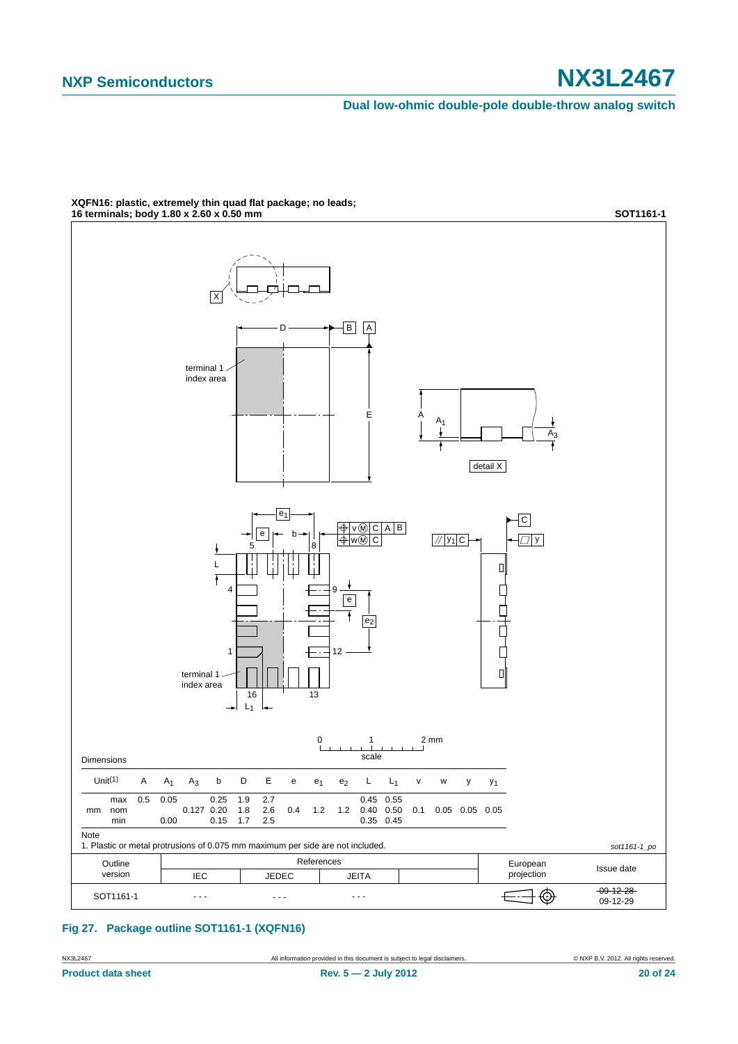**XQFN16: plastic, extremely thin quad flat package; no leads; 16 terminals; body 1.80 x 2.60 x 0.50 mm** **SOT1161-1**

Dimensions

| Unit[1] | | A | $A_1$ | $A_3$ | b | D | E | e | $e_1$ | $e_2$ | L | $L_1$ | v | w | y | $y_1$ |
|---|---|---|---|---|---|---|---|---|---|---|---|---|---|---|---|---|
| mm | max | 0.5 | 0.05 | | 0.25 | 1.9 | 2.7 | | | | 0.45 | 0.55 | | | | |
| | nom | | | 0.127 | 0.20 | 1.8 | 2.6 | 0.4 | 1.2 | 1.2 | 0.40 | 0.50 | 0.1 | 0.05 | 0.05 | 0.05 |
| | min | | 0.00 | | 0.15 | 1.7 | 2.5 | | | | 0.35 | 0.45 | | | | |

Note

1. Plastic or metal protrusions of 0.075 mm maximum per side are not included.

*sot1161-1_po*

| Outline version | References | | | | European projection | Issue date |
|---|---|---|---|---|---|---|
| | IEC | JEDEC | JEITA | | | |
| SOT1161-1 | - - - | - - - | - - - | | | ~~09-12-28~~ 09-12-29 |

**Fig 27. Package outline SOT1161-1 (XQFN16)**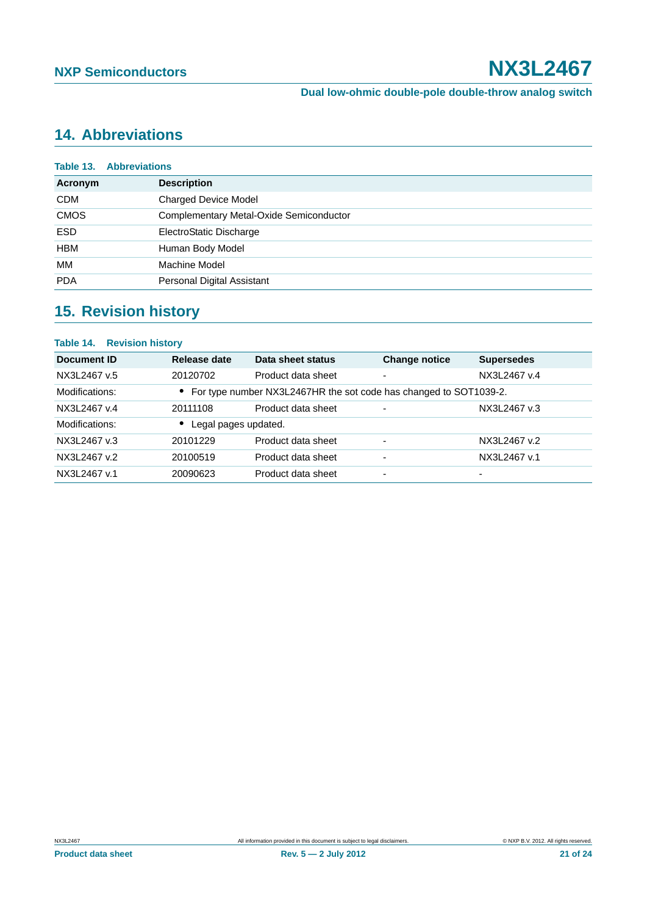## 14. Abbreviations

**Table 13. Abbreviations**

| Acronym | Description |
|---|---|
| CDM | Charged Device Model |
| CMOS | Complementary Metal-Oxide Semiconductor |
| ESD | ElectroStatic Discharge |
| HBM | Human Body Model |
| MM | Machine Model |
| PDA | Personal Digital Assistant |

## 15. Revision history

**Table 14. Revision history**

| Document ID | Release date | Data sheet status | Change notice | Supersedes |
|---|---|---|---|---|
| NX3L2467 v.5 | 20120702 | Product data sheet | - | NX3L2467 v.4 |
| Modifications: | • For type number NX3L2467HR the sot code has changed to SOT1039-2. | | | |
| NX3L2467 v.4 | 20111108 | Product data sheet | - | NX3L2467 v.3 |
| Modifications: | • Legal pages updated. | | | |
| NX3L2467 v.3 | 20101229 | Product data sheet | - | NX3L2467 v.2 |
| NX3L2467 v.2 | 20100519 | Product data sheet | - | NX3L2467 v.1 |
| NX3L2467 v.1 | 20090623 | Product data sheet | - | - |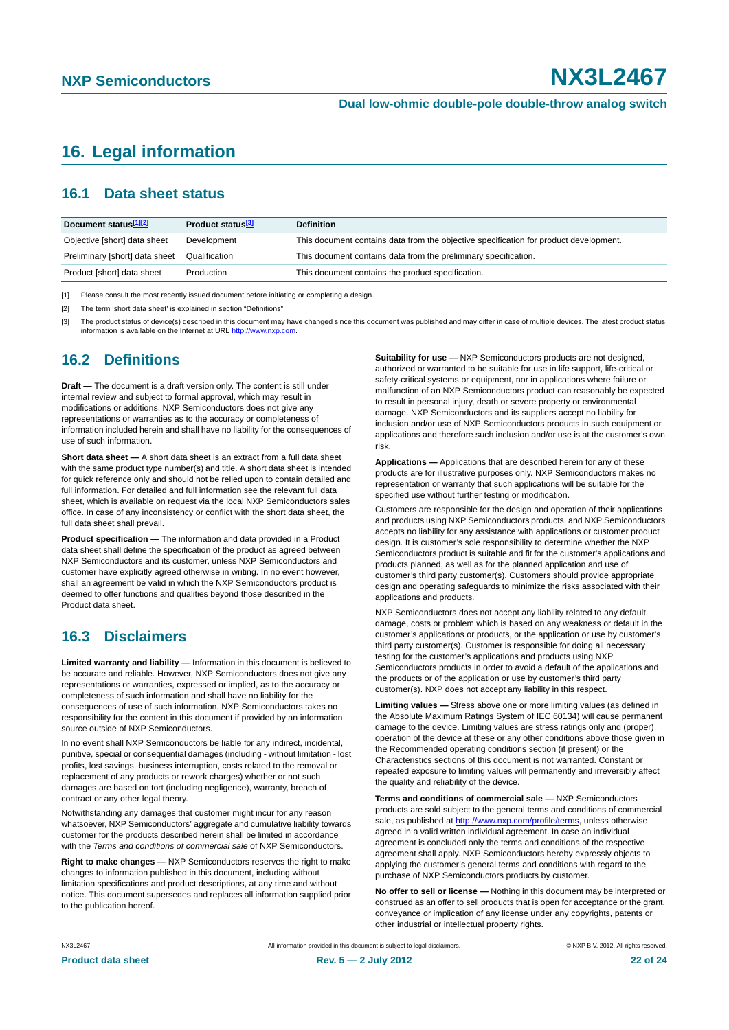## 16. Legal information

### 16.1 Data sheet status

| Document status[1][2] | Product status[3] | Definition |
|---|---|---|
| Objective [short] data sheet | Development | This document contains data from the objective specification for product development. |
| Preliminary [short] data sheet | Qualification | This document contains data from the preliminary specification. |
| Product [short] data sheet | Production | This document contains the product specification. |

[1] Please consult the most recently issued document before initiating or completing a design.

[2] The term 'short data sheet' is explained in section "Definitions".

[3] The product status of device(s) described in this document may have changed since this document was published and may differ in case of multiple devices. The latest product status information is available on the Internet at URL http://www.nxp.com.

### 16.2 Definitions

**Draft —** The document is a draft version only. The content is still under internal review and subject to formal approval, which may result in modifications or additions. NXP Semiconductors does not give any representations or warranties as to the accuracy or completeness of information included herein and shall have no liability for the consequences of use of such information.

**Short data sheet —** A short data sheet is an extract from a full data sheet with the same product type number(s) and title. A short data sheet is intended for quick reference only and should not be relied upon to contain detailed and full information. For detailed and full information see the relevant full data sheet, which is available on request via the local NXP Semiconductors sales office. In case of any inconsistency or conflict with the short data sheet, the full data sheet shall prevail.

**Product specification —** The information and data provided in a Product data sheet shall define the specification of the product as agreed between NXP Semiconductors and its customer, unless NXP Semiconductors and customer have explicitly agreed otherwise in writing. In no event however, shall an agreement be valid in which the NXP Semiconductors product is deemed to offer functions and qualities beyond those described in the Product data sheet.

### 16.3 Disclaimers

**Limited warranty and liability —** Information in this document is believed to be accurate and reliable. However, NXP Semiconductors does not give any representations or warranties, expressed or implied, as to the accuracy or completeness of such information and shall have no liability for the consequences of use of such information. NXP Semiconductors takes no responsibility for the content in this document if provided by an information source outside of NXP Semiconductors.

In no event shall NXP Semiconductors be liable for any indirect, incidental, punitive, special or consequential damages (including - without limitation - lost profits, lost savings, business interruption, costs related to the removal or replacement of any products or rework charges) whether or not such damages are based on tort (including negligence), warranty, breach of contract or any other legal theory.

Notwithstanding any damages that customer might incur for any reason whatsoever, NXP Semiconductors' aggregate and cumulative liability towards customer for the products described herein shall be limited in accordance with the *Terms and conditions of commercial sale* of NXP Semiconductors.

**Right to make changes —** NXP Semiconductors reserves the right to make changes to information published in this document, including without limitation specifications and product descriptions, at any time and without notice. This document supersedes and replaces all information supplied prior to the publication hereof.

**Suitability for use —** NXP Semiconductors products are not designed, authorized or warranted to be suitable for use in life support, life-critical or safety-critical systems or equipment, nor in applications where failure or malfunction of an NXP Semiconductors product can reasonably be expected to result in personal injury, death or severe property or environmental damage. NXP Semiconductors and its suppliers accept no liability for inclusion and/or use of NXP Semiconductors products in such equipment or applications and therefore such inclusion and/or use is at the customer's own risk.

**Applications —** Applications that are described herein for any of these products are for illustrative purposes only. NXP Semiconductors makes no representation or warranty that such applications will be suitable for the specified use without further testing or modification.

Customers are responsible for the design and operation of their applications and products using NXP Semiconductors products, and NXP Semiconductors accepts no liability for any assistance with applications or customer product design. It is customer's sole responsibility to determine whether the NXP Semiconductors product is suitable and fit for the customer's applications and products planned, as well as for the planned application and use of customer's third party customer(s). Customers should provide appropriate design and operating safeguards to minimize the risks associated with their applications and products.

NXP Semiconductors does not accept any liability related to any default, damage, costs or problem which is based on any weakness or default in the customer's applications or products, or the application or use by customer's third party customer(s). Customer is responsible for doing all necessary testing for the customer's applications and products using NXP Semiconductors products in order to avoid a default of the applications and the products or of the application or use by customer's third party customer(s). NXP does not accept any liability in this respect.

**Limiting values —** Stress above one or more limiting values (as defined in the Absolute Maximum Ratings System of IEC 60134) will cause permanent damage to the device. Limiting values are stress ratings only and (proper) operation of the device at these or any other conditions above those given in the Recommended operating conditions section (if present) or the Characteristics sections of this document is not warranted. Constant or repeated exposure to limiting values will permanently and irreversibly affect the quality and reliability of the device.

**Terms and conditions of commercial sale —** NXP Semiconductors products are sold subject to the general terms and conditions of commercial sale, as published at http://www.nxp.com/profile/terms, unless otherwise agreed in a valid written individual agreement. In case an individual agreement is concluded only the terms and conditions of the respective agreement shall apply. NXP Semiconductors hereby expressly objects to applying the customer's general terms and conditions with regard to the purchase of NXP Semiconductors products by customer.

**No offer to sell or license —** Nothing in this document may be interpreted or construed as an offer to sell products that is open for acceptance or the grant, conveyance or implication of any license under any copyrights, patents or other industrial or intellectual property rights.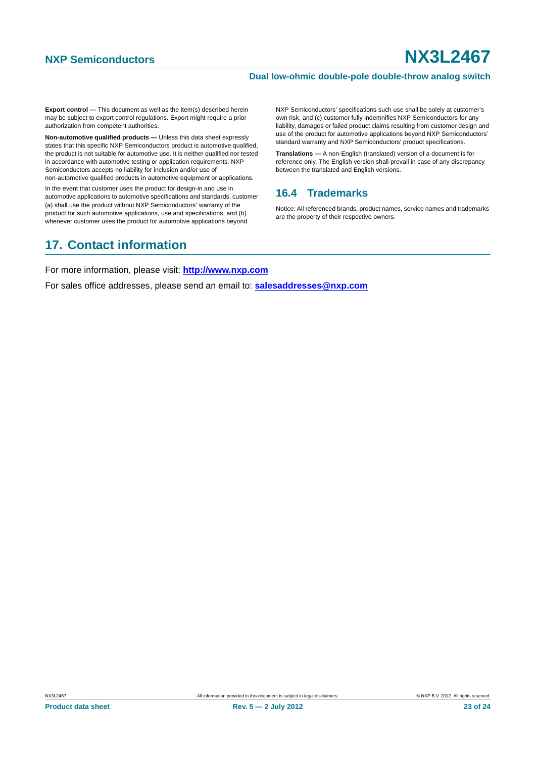**Export control —** This document as well as the item(s) described herein may be subject to export control regulations. Export might require a prior authorization from competent authorities.

**Non-automotive qualified products —** Unless this data sheet expressly states that this specific NXP Semiconductors product is automotive qualified, the product is not suitable for automotive use. It is neither qualified nor tested in accordance with automotive testing or application requirements. NXP Semiconductors accepts no liability for inclusion and/or use of non-automotive qualified products in automotive equipment or applications.

In the event that customer uses the product for design-in and use in automotive applications to automotive specifications and standards, customer (a) shall use the product without NXP Semiconductors' warranty of the product for such automotive applications, use and specifications, and (b) whenever customer uses the product for automotive applications beyond NXP Semiconductors' specifications such use shall be solely at customer's own risk, and (c) customer fully indemnifies NXP Semiconductors for any liability, damages or failed product claims resulting from customer design and use of the product for automotive applications beyond NXP Semiconductors' standard warranty and NXP Semiconductors' product specifications.

**Translations —** A non-English (translated) version of a document is for reference only. The English version shall prevail in case of any discrepancy between the translated and English versions.

### 16.4 Trademarks

Notice: All referenced brands, product names, service names and trademarks are the property of their respective owners.

## 17. Contact information

For more information, please visit: **http://www.nxp.com**

For sales office addresses, please send an email to: **salesaddresses@nxp.com**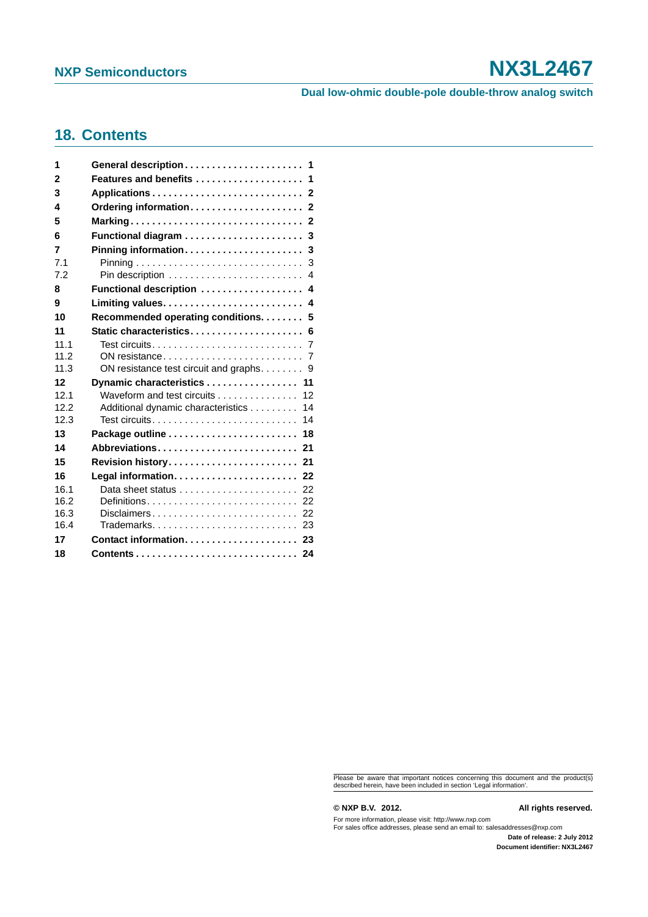## 18. Contents

| | | |
|---|---|---|
| **1** | **General description** | **1** |
| **2** | **Features and benefits** | **1** |
| **3** | **Applications** | **2** |
| **4** | **Ordering information** | **2** |
| **5** | **Marking** | **2** |
| **6** | **Functional diagram** | **3** |
| **7** | **Pinning information** | **3** |
| 7.1 | Pinning | 3 |
| 7.2 | Pin description | 4 |
| **8** | **Functional description** | **4** |
| **9** | **Limiting values** | **4** |
| **10** | **Recommended operating conditions** | **5** |
| **11** | **Static characteristics** | **6** |
| 11.1 | Test circuits | 7 |
| 11.2 | ON resistance | 7 |
| 11.3 | ON resistance test circuit and graphs | 9 |
| **12** | **Dynamic characteristics** | **11** |
| 12.1 | Waveform and test circuits | 12 |
| 12.2 | Additional dynamic characteristics | 14 |
| 12.3 | Test circuits | 14 |
| **13** | **Package outline** | **18** |
| **14** | **Abbreviations** | **21** |
| **15** | **Revision history** | **21** |
| **16** | **Legal information** | **22** |
| 16.1 | Data sheet status | 22 |
| 16.2 | Definitions | 22 |
| 16.3 | Disclaimers | 22 |
| 16.4 | Trademarks | 23 |
| **17** | **Contact information** | **23** |
| **18** | **Contents** | **24** |

Please be aware that important notices concerning this document and the product(s) described herein, have been included in section 'Legal information'.

**© NXP B.V. 2012.** **All rights reserved.**

For more information, please visit: http://www.nxp.com
For sales office addresses, please send an email to: salesaddresses@nxp.com

**Date of release: 2 July 2012**

**Document identifier: NX3L2467**